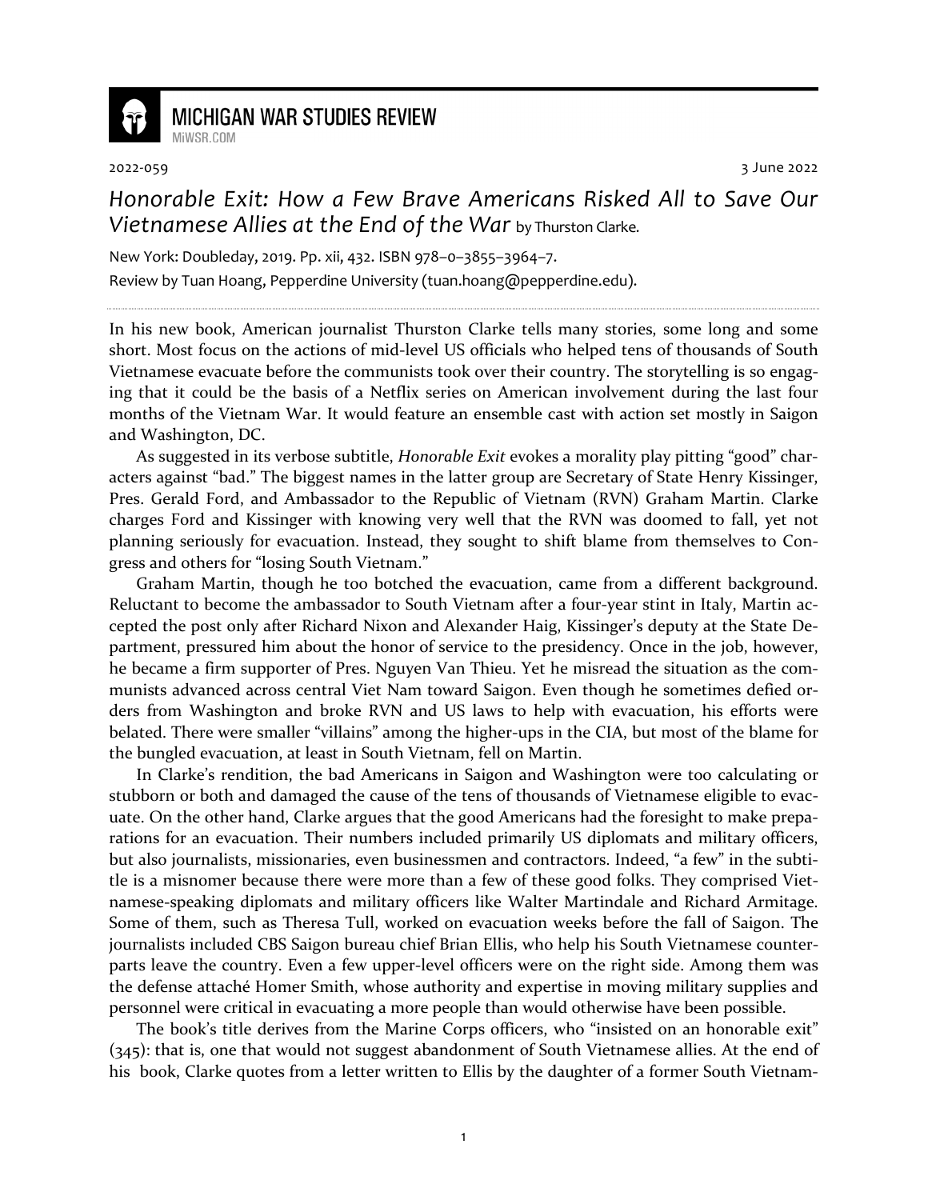MICHIGAN WAR STUDIES REVIEW
MiWSR.COM

2022-059 3 June 2022

# *Honorable Exit: How a Few Brave Americans Risked All to Save Our Vietnamese Allies at the End of the War* by Thurston Clarke.

New York: Doubleday, 2019. Pp. xii, 432. ISBN 978–0–3855–3964–7.

Review by Tuan Hoang, Pepperdine University (tuan.hoang@pepperdine.edu).

---

In his new book, American journalist Thurston Clarke tells many stories, some long and some short. Most focus on the actions of mid-level US officials who helped tens of thousands of South Vietnamese evacuate before the communists took over their country. The storytelling is so engaging that it could be the basis of a Netflix series on American involvement during the last four months of the Vietnam War. It would feature an ensemble cast with action set mostly in Saigon and Washington, DC.

As suggested in its verbose subtitle, *Honorable Exit* evokes a morality play pitting "good" characters against "bad." The biggest names in the latter group are Secretary of State Henry Kissinger, Pres. Gerald Ford, and Ambassador to the Republic of Vietnam (RVN) Graham Martin. Clarke charges Ford and Kissinger with knowing very well that the RVN was doomed to fall, yet not planning seriously for evacuation. Instead, they sought to shift blame from themselves to Congress and others for "losing South Vietnam."

Graham Martin, though he too botched the evacuation, came from a different background. Reluctant to become the ambassador to South Vietnam after a four-year stint in Italy, Martin accepted the post only after Richard Nixon and Alexander Haig, Kissinger's deputy at the State Department, pressured him about the honor of service to the presidency. Once in the job, however, he became a firm supporter of Pres. Nguyen Van Thieu. Yet he misread the situation as the communists advanced across central Viet Nam toward Saigon. Even though he sometimes defied orders from Washington and broke RVN and US laws to help with evacuation, his efforts were belated. There were smaller "villains" among the higher-ups in the CIA, but most of the blame for the bungled evacuation, at least in South Vietnam, fell on Martin.

In Clarke's rendition, the bad Americans in Saigon and Washington were too calculating or stubborn or both and damaged the cause of the tens of thousands of Vietnamese eligible to evacuate. On the other hand, Clarke argues that the good Americans had the foresight to make preparations for an evacuation. Their numbers included primarily US diplomats and military officers, but also journalists, missionaries, even businessmen and contractors. Indeed, "a few" in the subtitle is a misnomer because there were more than a few of these good folks. They comprised Vietnamese-speaking diplomats and military officers like Walter Martindale and Richard Armitage. Some of them, such as Theresa Tull, worked on evacuation weeks before the fall of Saigon. The journalists included CBS Saigon bureau chief Brian Ellis, who help his South Vietnamese counterparts leave the country. Even a few upper-level officers were on the right side. Among them was the defense attaché Homer Smith, whose authority and expertise in moving military supplies and personnel were critical in evacuating a more people than would otherwise have been possible.

The book's title derives from the Marine Corps officers, who "insisted on an honorable exit" (345): that is, one that would not suggest abandonment of South Vietnamese allies. At the end of his book, Clarke quotes from a letter written to Ellis by the daughter of a former South Vietnam-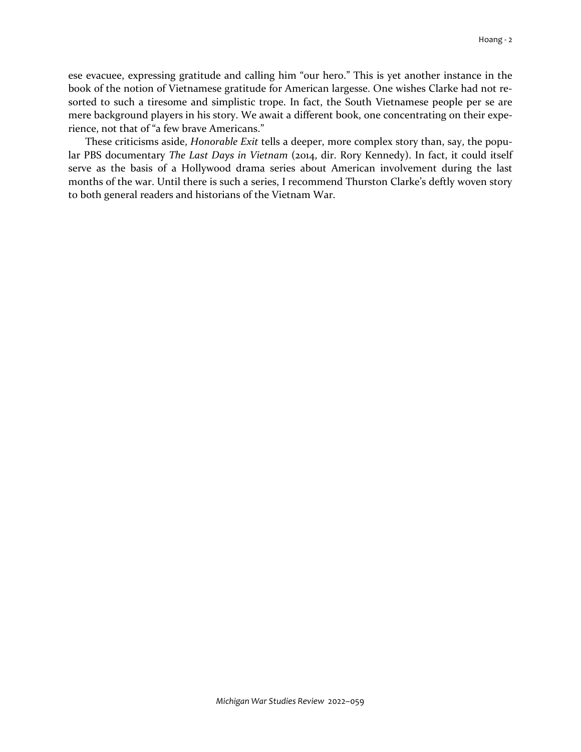ese evacuee, expressing gratitude and calling him "our hero." This is yet another instance in the book of the notion of Vietnamese gratitude for American largesse. One wishes Clarke had not resorted to such a tiresome and simplistic trope. In fact, the South Vietnamese people per se are mere background players in his story. We await a different book, one concentrating on their experience, not that of "a few brave Americans."

These criticisms aside, *Honorable Exit* tells a deeper, more complex story than, say, the popular PBS documentary *The Last Days in Vietnam* (2014, dir. Rory Kennedy). In fact, it could itself serve as the basis of a Hollywood drama series about American involvement during the last months of the war. Until there is such a series, I recommend Thurston Clarke's deftly woven story to both general readers and historians of the Vietnam War.